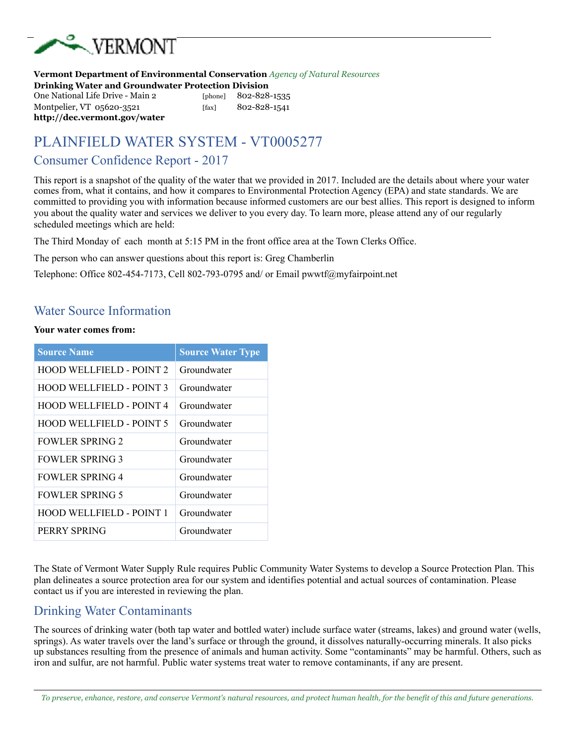VERMONT

**Vermont Department of Environmental Conservation** *Agency of Natural Resources*
**Drinking Water and Groundwater Protection Division**
One National Life Drive - Main 2 [phone] 802-828-1535
Montpelier, VT 05620-3521 [fax] 802-828-1541
**http://dec.vermont.gov/water**

# PLAINFIELD WATER SYSTEM - VT0005277

## Consumer Confidence Report - 2017

This report is a snapshot of the quality of the water that we provided in 2017. Included are the details about where your water comes from, what it contains, and how it compares to Environmental Protection Agency (EPA) and state standards. We are committed to providing you with information because informed customers are our best allies. This report is designed to inform you about the quality water and services we deliver to you every day. To learn more, please attend any of our regularly scheduled meetings which are held:

The Third Monday of each month at 5:15 PM in the front office area at the Town Clerks Office.

The person who can answer questions about this report is: Greg Chamberlin

Telephone: Office 802-454-7173, Cell 802-793-0795 and/ or Email pwwtf@myfairpoint.net

## Water Source Information

**Your water comes from:**

| Source Name | Source Water Type |
|---|---|
| HOOD WELLFIELD - POINT 2 | Groundwater |
| HOOD WELLFIELD - POINT 3 | Groundwater |
| HOOD WELLFIELD - POINT 4 | Groundwater |
| HOOD WELLFIELD - POINT 5 | Groundwater |
| FOWLER SPRING 2 | Groundwater |
| FOWLER SPRING 3 | Groundwater |
| FOWLER SPRING 4 | Groundwater |
| FOWLER SPRING 5 | Groundwater |
| HOOD WELLFIELD - POINT 1 | Groundwater |
| PERRY SPRING | Groundwater |

The State of Vermont Water Supply Rule requires Public Community Water Systems to develop a Source Protection Plan. This plan delineates a source protection area for our system and identifies potential and actual sources of contamination. Please contact us if you are interested in reviewing the plan.

## Drinking Water Contaminants

The sources of drinking water (both tap water and bottled water) include surface water (streams, lakes) and ground water (wells, springs). As water travels over the land's surface or through the ground, it dissolves naturally-occurring minerals. It also picks up substances resulting from the presence of animals and human activity. Some "contaminants" may be harmful. Others, such as iron and sulfur, are not harmful. Public water systems treat water to remove contaminants, if any are present.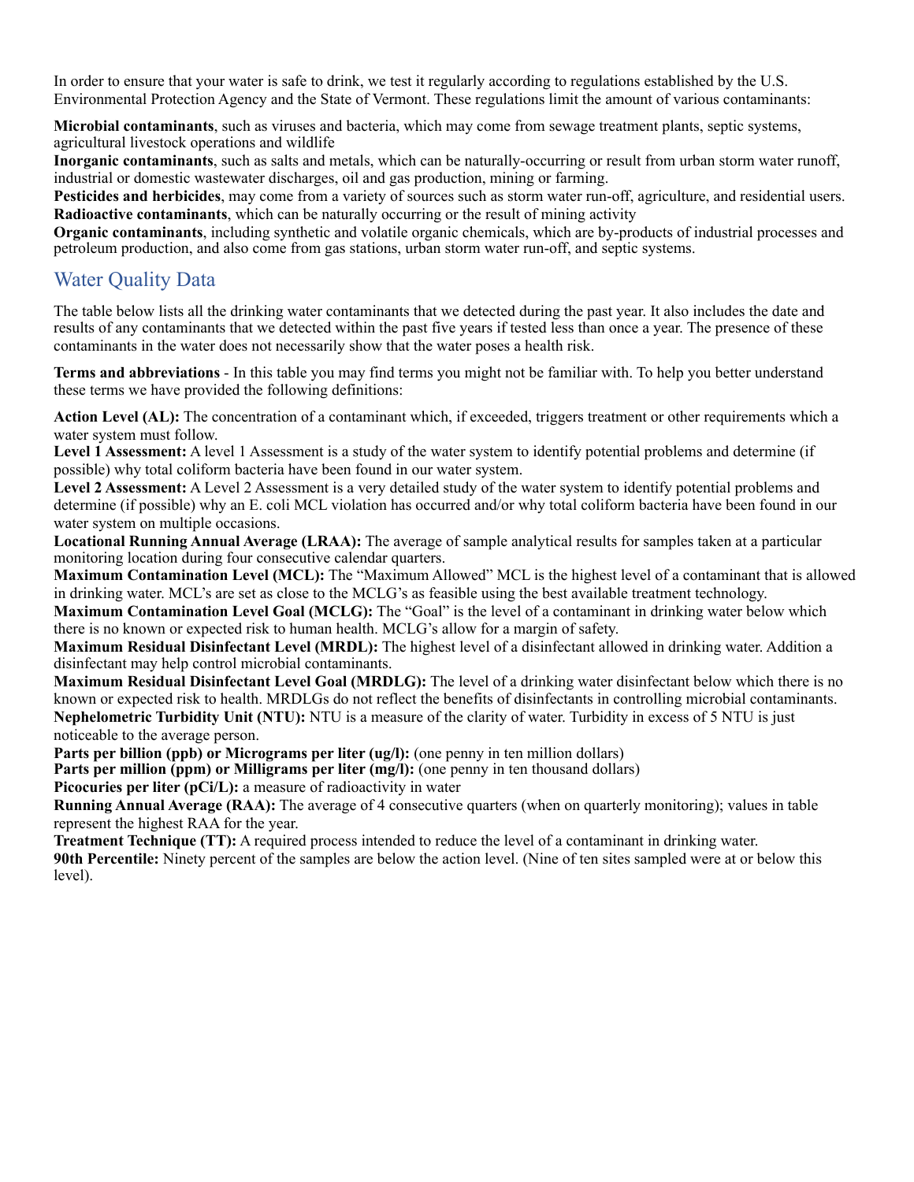In order to ensure that your water is safe to drink, we test it regularly according to regulations established by the U.S. Environmental Protection Agency and the State of Vermont. These regulations limit the amount of various contaminants:

**Microbial contaminants**, such as viruses and bacteria, which may come from sewage treatment plants, septic systems, agricultural livestock operations and wildlife
**Inorganic contaminants**, such as salts and metals, which can be naturally-occurring or result from urban storm water runoff, industrial or domestic wastewater discharges, oil and gas production, mining or farming.
**Pesticides and herbicides**, may come from a variety of sources such as storm water run-off, agriculture, and residential users.
**Radioactive contaminants**, which can be naturally occurring or the result of mining activity
**Organic contaminants**, including synthetic and volatile organic chemicals, which are by-products of industrial processes and petroleum production, and also come from gas stations, urban storm water run-off, and septic systems.

## Water Quality Data

The table below lists all the drinking water contaminants that we detected during the past year. It also includes the date and results of any contaminants that we detected within the past five years if tested less than once a year. The presence of these contaminants in the water does not necessarily show that the water poses a health risk.

**Terms and abbreviations** - In this table you may find terms you might not be familiar with. To help you better understand these terms we have provided the following definitions:

**Action Level (AL):** The concentration of a contaminant which, if exceeded, triggers treatment or other requirements which a water system must follow.
**Level 1 Assessment:** A level 1 Assessment is a study of the water system to identify potential problems and determine (if possible) why total coliform bacteria have been found in our water system.
**Level 2 Assessment:** A Level 2 Assessment is a very detailed study of the water system to identify potential problems and determine (if possible) why an E. coli MCL violation has occurred and/or why total coliform bacteria have been found in our water system on multiple occasions.
**Locational Running Annual Average (LRAA):** The average of sample analytical results for samples taken at a particular monitoring location during four consecutive calendar quarters.
**Maximum Contamination Level (MCL):** The "Maximum Allowed" MCL is the highest level of a contaminant that is allowed in drinking water. MCL's are set as close to the MCLG's as feasible using the best available treatment technology.
**Maximum Contamination Level Goal (MCLG):** The "Goal" is the level of a contaminant in drinking water below which there is no known or expected risk to human health. MCLG's allow for a margin of safety.
**Maximum Residual Disinfectant Level (MRDL):** The highest level of a disinfectant allowed in drinking water. Addition a disinfectant may help control microbial contaminants.
**Maximum Residual Disinfectant Level Goal (MRDLG):** The level of a drinking water disinfectant below which there is no known or expected risk to health. MRDLGs do not reflect the benefits of disinfectants in controlling microbial contaminants.
**Nephelometric Turbidity Unit (NTU):** NTU is a measure of the clarity of water. Turbidity in excess of 5 NTU is just noticeable to the average person.
**Parts per billion (ppb) or Micrograms per liter (ug/l):** (one penny in ten million dollars)
**Parts per million (ppm) or Milligrams per liter (mg/l):** (one penny in ten thousand dollars)
**Picocuries per liter (pCi/L):** a measure of radioactivity in water
**Running Annual Average (RAA):** The average of 4 consecutive quarters (when on quarterly monitoring); values in table represent the highest RAA for the year.
**Treatment Technique (TT):** A required process intended to reduce the level of a contaminant in drinking water.
**90th Percentile:** Ninety percent of the samples are below the action level. (Nine of ten sites sampled were at or below this level).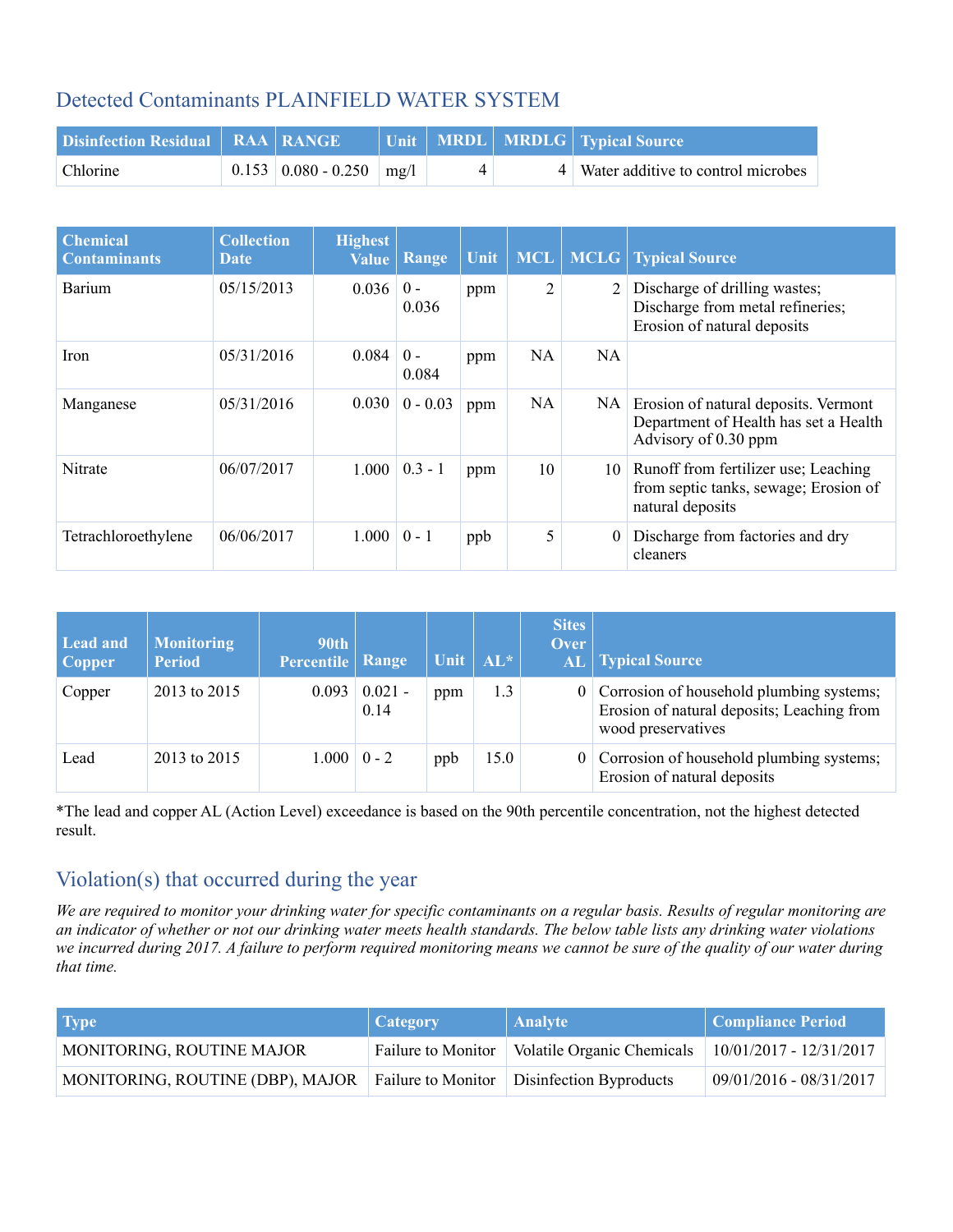## Detected Contaminants PLAINFIELD WATER SYSTEM

| Disinfection Residual | RAA | RANGE | Unit | MRDL | MRDLG | Typical Source |
|---|---|---|---|---|---|---|
| Chlorine | 0.153 | 0.080 - 0.250 | mg/l | 4 | 4 | Water additive to control microbes |

| Chemical Contaminants | Collection Date | Highest Value | Range | Unit | MCL | MCLG | Typical Source |
|---|---|---|---|---|---|---|---|
| Barium | 05/15/2013 | 0.036 | 0 - 0.036 | ppm | 2 | 2 | Discharge of drilling wastes; Discharge from metal refineries; Erosion of natural deposits |
| Iron | 05/31/2016 | 0.084 | 0 - 0.084 | ppm | NA | NA | |
| Manganese | 05/31/2016 | 0.030 | 0 - 0.03 | ppm | NA | NA | Erosion of natural deposits. Vermont Department of Health has set a Health Advisory of 0.30 ppm |
| Nitrate | 06/07/2017 | 1.000 | 0.3 - 1 | ppm | 10 | 10 | Runoff from fertilizer use; Leaching from septic tanks, sewage; Erosion of natural deposits |
| Tetrachloroethylene | 06/06/2017 | 1.000 | 0 - 1 | ppb | 5 | 0 | Discharge from factories and dry cleaners |

| Lead and Copper | Monitoring Period | 90th Percentile | Range | Unit | AL* | Sites Over AL | Typical Source |
|---|---|---|---|---|---|---|---|
| Copper | 2013 to 2015 | 0.093 | 0.021 - 0.14 | ppm | 1.3 | 0 | Corrosion of household plumbing systems; Erosion of natural deposits; Leaching from wood preservatives |
| Lead | 2013 to 2015 | 1.000 | 0 - 2 | ppb | 15.0 | 0 | Corrosion of household plumbing systems; Erosion of natural deposits |

*The lead and copper AL (Action Level) exceedance is based on the 90th percentile concentration, not the highest detected result.

## Violation(s) that occurred during the year

*We are required to monitor your drinking water for specific contaminants on a regular basis. Results of regular monitoring are an indicator of whether or not our drinking water meets health standards. The below table lists any drinking water violations we incurred during 2017. A failure to perform required monitoring means we cannot be sure of the quality of our water during that time.*

| Type | Category | Analyte | Compliance Period |
|---|---|---|---|
| MONITORING, ROUTINE MAJOR | Failure to Monitor | Volatile Organic Chemicals | 10/01/2017 - 12/31/2017 |
| MONITORING, ROUTINE (DBP), MAJOR | Failure to Monitor | Disinfection Byproducts | 09/01/2016 - 08/31/2017 |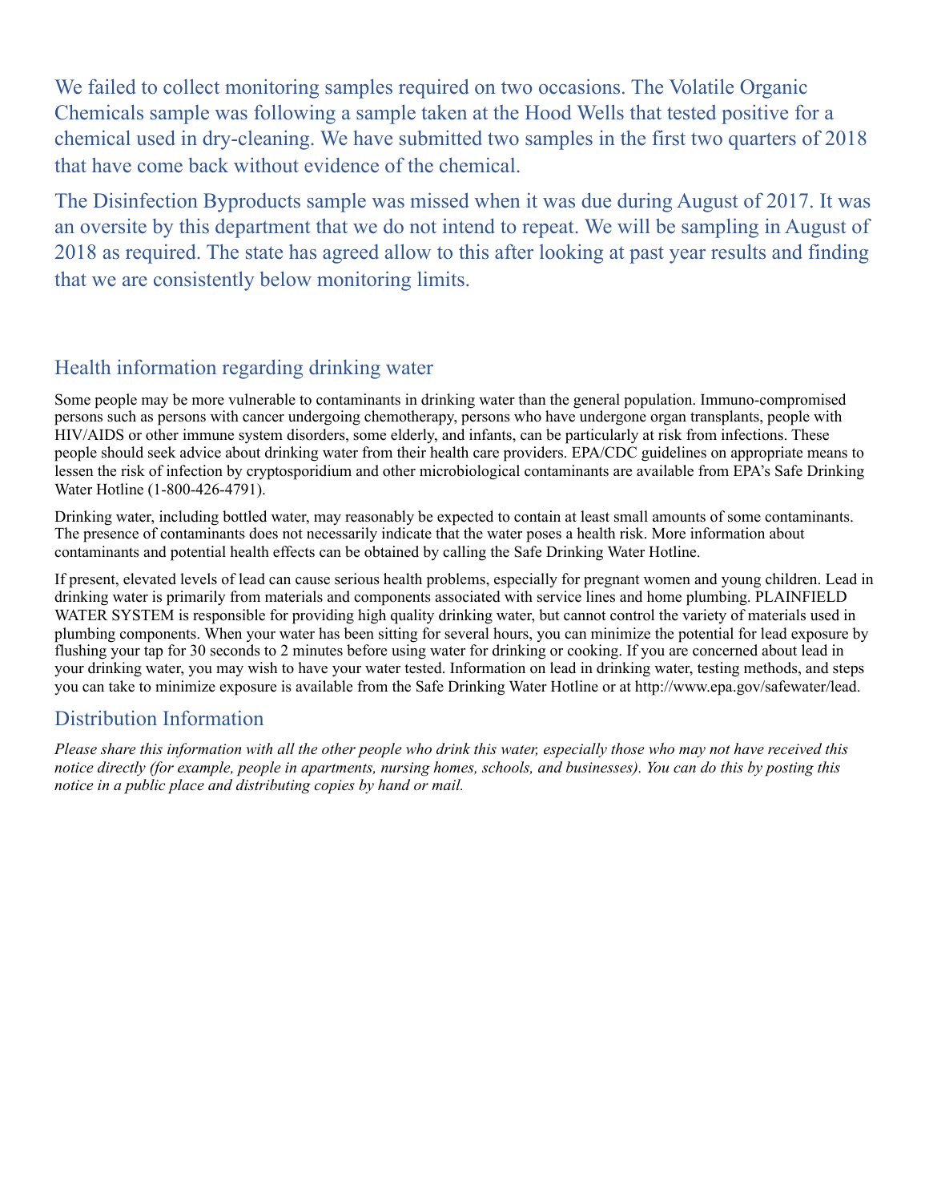We failed to collect monitoring samples required on two occasions. The Volatile Organic Chemicals sample was following a sample taken at the Hood Wells that tested positive for a chemical used in dry-cleaning. We have submitted two samples in the first two quarters of 2018 that have come back without evidence of the chemical.

The Disinfection Byproducts sample was missed when it was due during August of 2017. It was an oversite by this department that we do not intend to repeat. We will be sampling in August of 2018 as required. The state has agreed allow to this after looking at past year results and finding that we are consistently below monitoring limits.

## Health information regarding drinking water

Some people may be more vulnerable to contaminants in drinking water than the general population. Immuno-compromised persons such as persons with cancer undergoing chemotherapy, persons who have undergone organ transplants, people with HIV/AIDS or other immune system disorders, some elderly, and infants, can be particularly at risk from infections. These people should seek advice about drinking water from their health care providers. EPA/CDC guidelines on appropriate means to lessen the risk of infection by cryptosporidium and other microbiological contaminants are available from EPA's Safe Drinking Water Hotline (1-800-426-4791).

Drinking water, including bottled water, may reasonably be expected to contain at least small amounts of some contaminants. The presence of contaminants does not necessarily indicate that the water poses a health risk. More information about contaminants and potential health effects can be obtained by calling the Safe Drinking Water Hotline.

If present, elevated levels of lead can cause serious health problems, especially for pregnant women and young children. Lead in drinking water is primarily from materials and components associated with service lines and home plumbing. PLAINFIELD WATER SYSTEM is responsible for providing high quality drinking water, but cannot control the variety of materials used in plumbing components. When your water has been sitting for several hours, you can minimize the potential for lead exposure by flushing your tap for 30 seconds to 2 minutes before using water for drinking or cooking. If you are concerned about lead in your drinking water, you may wish to have your water tested. Information on lead in drinking water, testing methods, and steps you can take to minimize exposure is available from the Safe Drinking Water Hotline or at http://www.epa.gov/safewater/lead.

## Distribution Information

*Please share this information with all the other people who drink this water, especially those who may not have received this notice directly (for example, people in apartments, nursing homes, schools, and businesses). You can do this by posting this notice in a public place and distributing copies by hand or mail.*